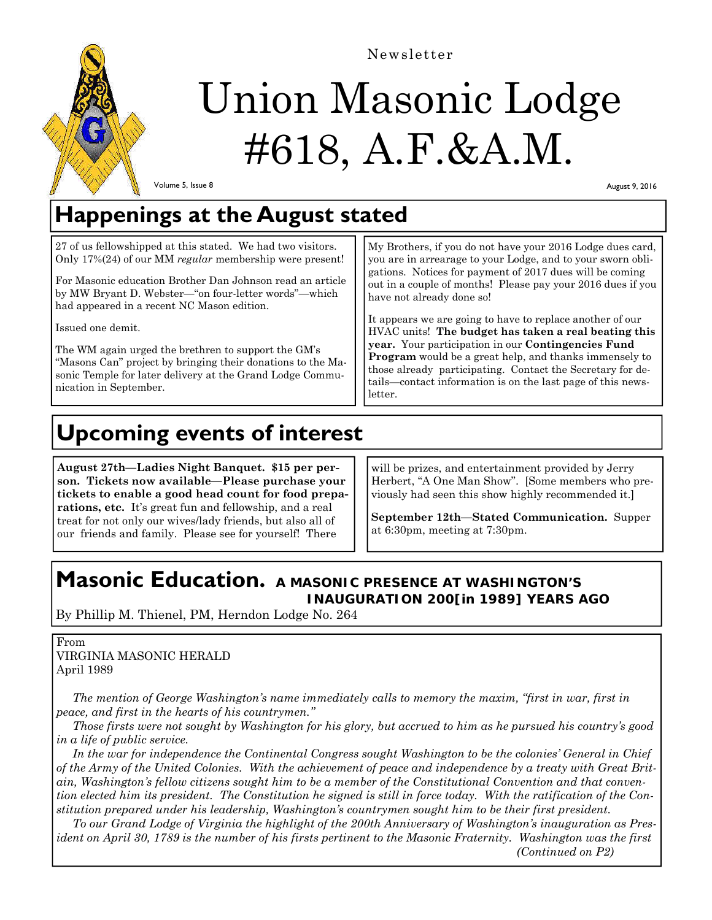Newsletter

# Union Masonic Lodge #618, A.F.&A.M.

Volume 5, Issue 8

August 9, 2016

## Happenings at the August stated

27 of us fellowshipped at this stated. We had two visitors. Only 17%(24) of our MM *regular* membership were present!

For Masonic education Brother Dan Johnson read an article by MW Bryant D. Webster—"on four-letter words"—which had appeared in a recent NC Mason edition.

Issued one demit.

The WM again urged the brethren to support the GM's "Masons Can" project by bringing their donations to the Masonic Temple for later delivery at the Grand Lodge Communication in September.

My Brothers, if you do not have your 2016 Lodge dues card, you are in arrearage to your Lodge, and to your sworn obligations. Notices for payment of 2017 dues will be coming out in a couple of months! Please pay your 2016 dues if you have not already done so!

It appears we are going to have to replace another of our HVAC units! **The budget has taken a real beating this year.** Your participation in our **Contingencies Fund Program** would be a great help, and thanks immensely to those already participating. Contact the Secretary for details—contact information is on the last page of this newsletter.

## Upcoming events of interest

**August 27th—Ladies Night Banquet. $15 per person. Tickets now available—Please purchase your tickets to enable a good head count for food preparations, etc.** It's great fun and fellowship, and a real treat for not only our wives/lady friends, but also all of our friends and family. Please see for yourself! There will be prizes, and entertainment provided by Jerry Herbert, "A One Man Show". [Some members who previously had seen this show highly recommended it.]

**September 12th—Stated Communication.** Supper at 6:30pm, meeting at 7:30pm.

## Masonic Education. A MASONIC PRESENCE AT WASHINGTON'S INAUGURATION 200[in 1989] YEARS AGO

By Phillip M. Thienel, PM, Herndon Lodge No. 264

From
VIRGINIA MASONIC HERALD
April 1989

*The mention of George Washington's name immediately calls to memory the maxim, "first in war, first in peace, and first in the hearts of his countrymen."*

*Those firsts were not sought by Washington for his glory, but accrued to him as he pursued his country's good in a life of public service.*

*In the war for independence the Continental Congress sought Washington to be the colonies' General in Chief of the Army of the United Colonies. With the achievement of peace and independence by a treaty with Great Britain, Washington's fellow citizens sought him to be a member of the Constitutional Convention and that convention elected him its president. The Constitution he signed is still in force today. With the ratification of the Constitution prepared under his leadership, Washington's countrymen sought him to be their first president.*

*To our Grand Lodge of Virginia the highlight of the 200th Anniversary of Washington's inauguration as President on April 30, 1789 is the number of his firsts pertinent to the Masonic Fraternity. Washington was the first*

*(Continued on P2)*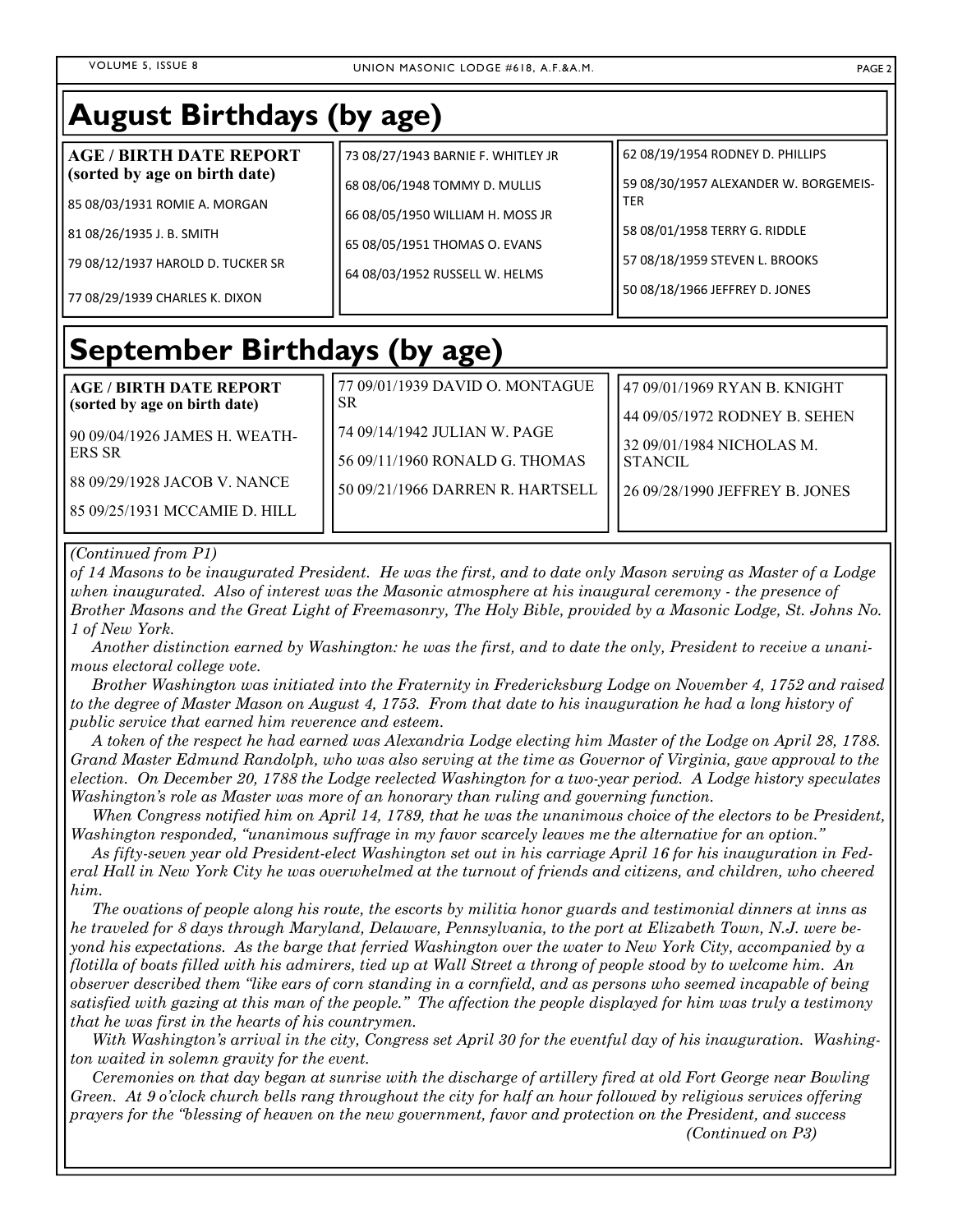## August Birthdays (by age)

**AGE / BIRTH DATE REPORT (sorted by age on birth date)**

85 08/03/1931 ROMIE A. MORGAN

81 08/26/1935 J. B. SMITH

79 08/12/1937 HAROLD D. TUCKER SR

77 08/29/1939 CHARLES K. DIXON

73 08/27/1943 BARNIE F. WHITLEY JR

68 08/06/1948 TOMMY D. MULLIS

66 08/05/1950 WILLIAM H. MOSS JR

65 08/05/1951 THOMAS O. EVANS

64 08/03/1952 RUSSELL W. HELMS

62 08/19/1954 RODNEY D. PHILLIPS

59 08/30/1957 ALEXANDER W. BORGEMEISTER

58 08/01/1958 TERRY G. RIDDLE

57 08/18/1959 STEVEN L. BROOKS

50 08/18/1966 JEFFREY D. JONES

## September Birthdays (by age)

**AGE / BIRTH DATE REPORT (sorted by age on birth date)**

90 09/04/1926 JAMES H. WEATHERS SR

88 09/29/1928 JACOB V. NANCE

85 09/25/1931 MCCAMIE D. HILL

77 09/01/1939 DAVID O. MONTAGUE SR

74 09/14/1942 JULIAN W. PAGE

56 09/11/1960 RONALD G. THOMAS

50 09/21/1966 DARREN R. HARTSELL

47 09/01/1969 RYAN B. KNIGHT

44 09/05/1972 RODNEY B. SEHEN

32 09/01/1984 NICHOLAS M. STANCIL

26 09/28/1990 JEFFREY B. JONES

*(Continued from P1)*

*of 14 Masons to be inaugurated President. He was the first, and to date only Mason serving as Master of a Lodge when inaugurated. Also of interest was the Masonic atmosphere at his inaugural ceremony - the presence of Brother Masons and the Great Light of Freemasonry, The Holy Bible, provided by a Masonic Lodge, St. Johns No. 1 of New York.*

*Another distinction earned by Washington: he was the first, and to date the only, President to receive a unanimous electoral college vote.*

*Brother Washington was initiated into the Fraternity in Fredericksburg Lodge on November 4, 1752 and raised to the degree of Master Mason on August 4, 1753. From that date to his inauguration he had a long history of public service that earned him reverence and esteem.*

*A token of the respect he had earned was Alexandria Lodge electing him Master of the Lodge on April 28, 1788. Grand Master Edmund Randolph, who was also serving at the time as Governor of Virginia, gave approval to the election. On December 20, 1788 the Lodge reelected Washington for a two-year period. A Lodge history speculates Washington's role as Master was more of an honorary than ruling and governing function.*

*When Congress notified him on April 14, 1789, that he was the unanimous choice of the electors to be President, Washington responded, "unanimous suffrage in my favor scarcely leaves me the alternative for an option."*

*As fifty-seven year old President-elect Washington set out in his carriage April 16 for his inauguration in Federal Hall in New York City he was overwhelmed at the turnout of friends and citizens, and children, who cheered him.*

*The ovations of people along his route, the escorts by militia honor guards and testimonial dinners at inns as he traveled for 8 days through Maryland, Delaware, Pennsylvania, to the port at Elizabeth Town, N.J. were beyond his expectations. As the barge that ferried Washington over the water to New York City, accompanied by a flotilla of boats filled with his admirers, tied up at Wall Street a throng of people stood by to welcome him. An observer described them "like ears of corn standing in a cornfield, and as persons who seemed incapable of being satisfied with gazing at this man of the people." The affection the people displayed for him was truly a testimony that he was first in the hearts of his countrymen.*

*With Washington's arrival in the city, Congress set April 30 for the eventful day of his inauguration. Washington waited in solemn gravity for the event.*

*Ceremonies on that day began at sunrise with the discharge of artillery fired at old Fort George near Bowling Green. At 9 o'clock church bells rang throughout the city for half an hour followed by religious services offering prayers for the "blessing of heaven on the new government, favor and protection on the President, and success*

*(Continued on P3)*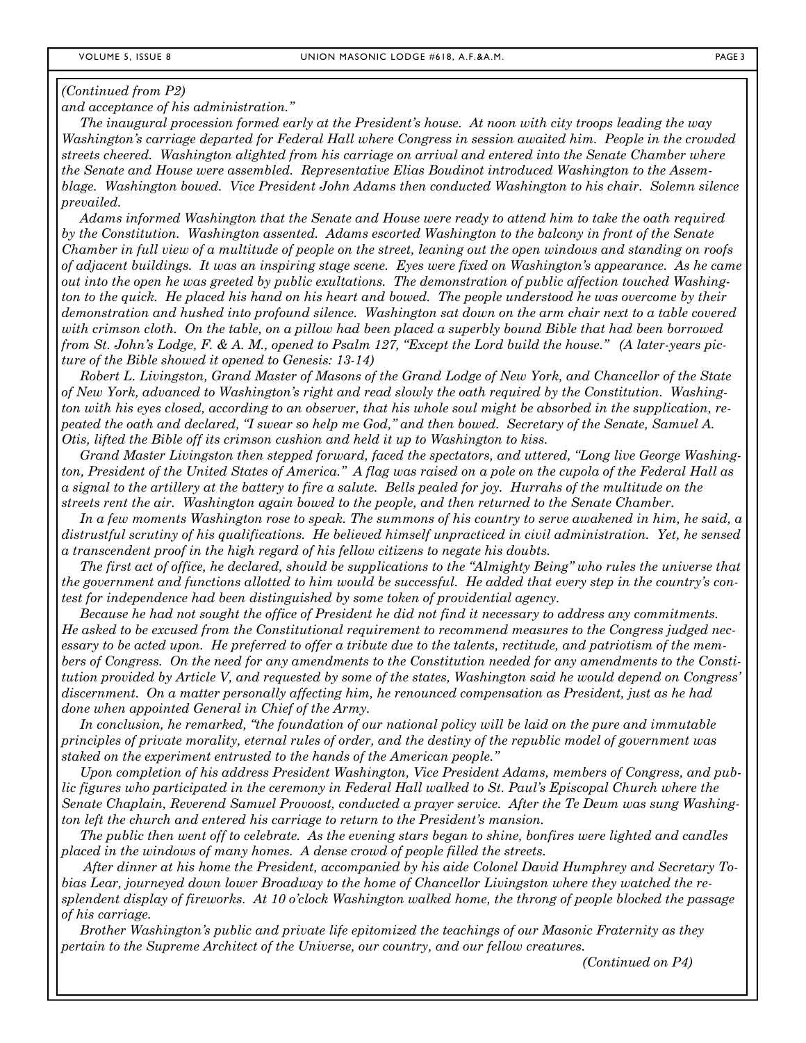*(Continued from P2)*

*and acceptance of his administration."*

*The inaugural procession formed early at the President's house. At noon with city troops leading the way Washington's carriage departed for Federal Hall where Congress in session awaited him. People in the crowded streets cheered. Washington alighted from his carriage on arrival and entered into the Senate Chamber where the Senate and House were assembled. Representative Elias Boudinot introduced Washington to the Assemblage. Washington bowed. Vice President John Adams then conducted Washington to his chair. Solemn silence prevailed.*

*Adams informed Washington that the Senate and House were ready to attend him to take the oath required by the Constitution. Washington assented. Adams escorted Washington to the balcony in front of the Senate Chamber in full view of a multitude of people on the street, leaning out the open windows and standing on roofs of adjacent buildings. It was an inspiring stage scene. Eyes were fixed on Washington's appearance. As he came out into the open he was greeted by public exultations. The demonstration of public affection touched Washington to the quick. He placed his hand on his heart and bowed. The people understood he was overcome by their demonstration and hushed into profound silence. Washington sat down on the arm chair next to a table covered with crimson cloth. On the table, on a pillow had been placed a superbly bound Bible that had been borrowed from St. John's Lodge, F. & A. M., opened to Psalm 127, "Except the Lord build the house." (A later-years picture of the Bible showed it opened to Genesis: 13-14)*

*Robert L. Livingston, Grand Master of Masons of the Grand Lodge of New York, and Chancellor of the State of New York, advanced to Washington's right and read slowly the oath required by the Constitution. Washington with his eyes closed, according to an observer, that his whole soul might be absorbed in the supplication, repeated the oath and declared, "I swear so help me God," and then bowed. Secretary of the Senate, Samuel A. Otis, lifted the Bible off its crimson cushion and held it up to Washington to kiss.*

*Grand Master Livingston then stepped forward, faced the spectators, and uttered, "Long live George Washington, President of the United States of America." A flag was raised on a pole on the cupola of the Federal Hall as a signal to the artillery at the battery to fire a salute. Bells pealed for joy. Hurrahs of the multitude on the streets rent the air. Washington again bowed to the people, and then returned to the Senate Chamber.*

*In a few moments Washington rose to speak. The summons of his country to serve awakened in him, he said, a distrustful scrutiny of his qualifications. He believed himself unpracticed in civil administration. Yet, he sensed a transcendent proof in the high regard of his fellow citizens to negate his doubts.*

*The first act of office, he declared, should be supplications to the "Almighty Being" who rules the universe that the government and functions allotted to him would be successful. He added that every step in the country's contest for independence had been distinguished by some token of providential agency.*

*Because he had not sought the office of President he did not find it necessary to address any commitments. He asked to be excused from the Constitutional requirement to recommend measures to the Congress judged necessary to be acted upon. He preferred to offer a tribute due to the talents, rectitude, and patriotism of the members of Congress. On the need for any amendments to the Constitution needed for any amendments to the Constitution provided by Article V, and requested by some of the states, Washington said he would depend on Congress' discernment. On a matter personally affecting him, he renounced compensation as President, just as he had done when appointed General in Chief of the Army.*

*In conclusion, he remarked, "the foundation of our national policy will be laid on the pure and immutable principles of private morality, eternal rules of order, and the destiny of the republic model of government was staked on the experiment entrusted to the hands of the American people."*

*Upon completion of his address President Washington, Vice President Adams, members of Congress, and public figures who participated in the ceremony in Federal Hall walked to St. Paul's Episcopal Church where the Senate Chaplain, Reverend Samuel Provoost, conducted a prayer service. After the Te Deum was sung Washington left the church and entered his carriage to return to the President's mansion.*

*The public then went off to celebrate. As the evening stars began to shine, bonfires were lighted and candles placed in the windows of many homes. A dense crowd of people filled the streets.*

*After dinner at his home the President, accompanied by his aide Colonel David Humphrey and Secretary Tobias Lear, journeyed down lower Broadway to the home of Chancellor Livingston where they watched the resplendent display of fireworks. At 10 o'clock Washington walked home, the throng of people blocked the passage of his carriage.*

*Brother Washington's public and private life epitomized the teachings of our Masonic Fraternity as they pertain to the Supreme Architect of the Universe, our country, and our fellow creatures.*

*(Continued on P4)*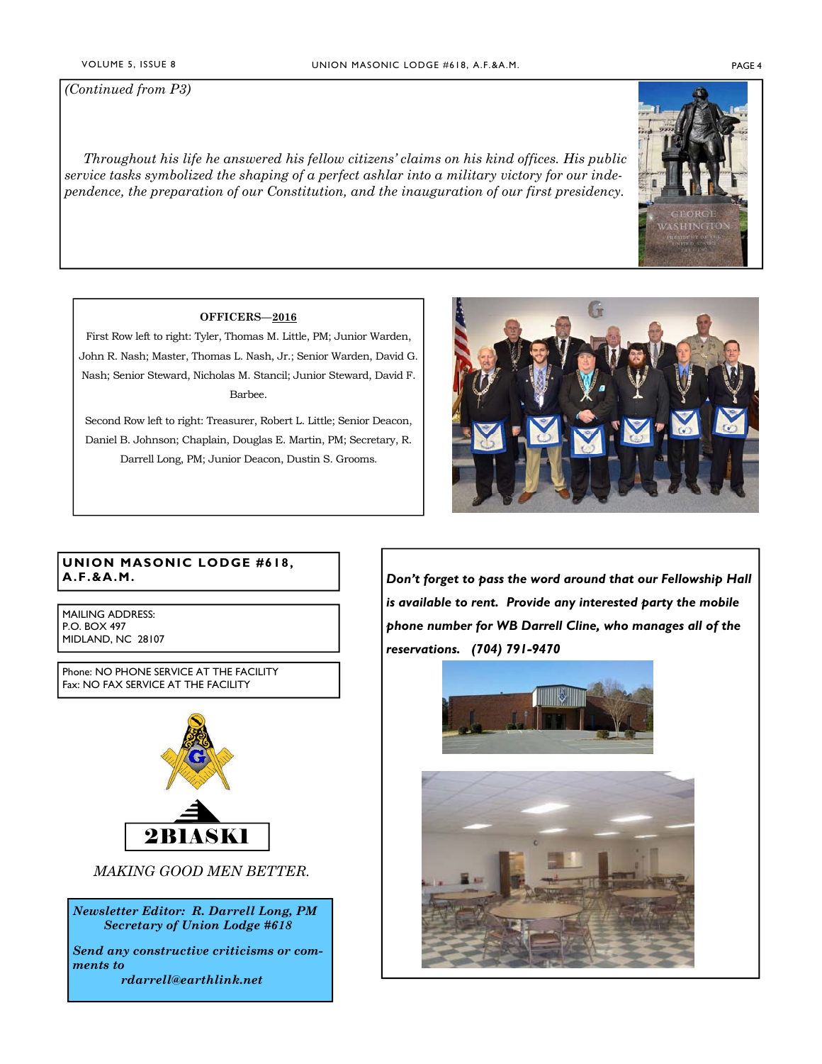*(Continued from P3)*

*Throughout his life he answered his fellow citizens' claims on his kind offices. His public service tasks symbolized the shaping of a perfect ashlar into a military victory for our independence, the preparation of our Constitution, and the inauguration of our first presidency.*

**OFFICERS—2016**

First Row left to right: Tyler, Thomas M. Little, PM; Junior Warden, John R. Nash; Master, Thomas L. Nash, Jr.; Senior Warden, David G. Nash; Senior Steward, Nicholas M. Stancil; Junior Steward, David F. Barbee.

Second Row left to right: Treasurer, Robert L. Little; Senior Deacon, Daniel B. Johnson; Chaplain, Douglas E. Martin, PM; Secretary, R. Darrell Long, PM; Junior Deacon, Dustin S. Grooms.

**UNION MASONIC LODGE #618, A.F.&A.M.**

MAILING ADDRESS:
P.O. BOX 497
MIDLAND, NC 28107

Phone: NO PHONE SERVICE AT THE FACILITY
Fax: NO FAX SERVICE AT THE FACILITY

2B1ASK1

*MAKING GOOD MEN BETTER.*

***Newsletter Editor: R. Darrell Long, PM***
***Secretary of Union Lodge #618***

***Send any constructive criticisms or comments to***
***rdarrell@earthlink.net***

***Don't forget to pass the word around that our Fellowship Hall is available to rent. Provide any interested party the mobile phone number for WB Darrell Cline, who manages all of the reservations. (704) 791-9470***